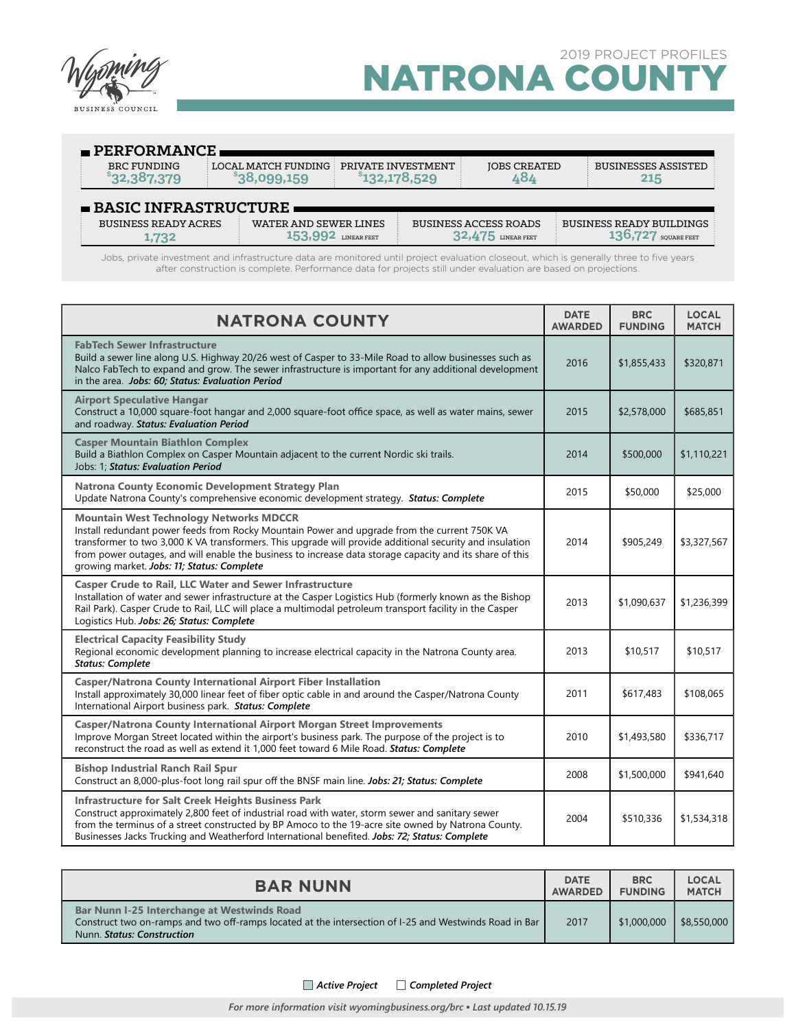Wyoming Business Council

2019 PROJECT PROFILES

# NATRONA COUNTY

## PERFORMANCE

| BRC FUNDING | LOCAL MATCH FUNDING | PRIVATE INVESTMENT | JOBS CREATED | BUSINESSES ASSISTED |
|---|---|---|---|---|
| $32,387,379 | $38,099,159 | $132,178,529 | 484 | 215 |

## BASIC INFRASTRUCTURE

| BUSINESS READY ACRES | WATER AND SEWER LINES | BUSINESS ACCESS ROADS | BUSINESS READY BUILDINGS |
|---|---|---|---|
| 1,732 | 153,992 LINEAR FEET | 32,475 LINEAR FEET | 136,727 SQUARE FEET |

Jobs, private investment and infrastructure data are monitored until project evaluation closeout, which is generally three to five years after construction is complete. Performance data for projects still under evaluation are based on projections.

| NATRONA COUNTY | DATE AWARDED | BRC FUNDING | LOCAL MATCH |
|---|---|---|---|
| **FabTech Sewer Infrastructure** Build a sewer line along U.S. Highway 20/26 west of Casper to 33-Mile Road to allow businesses such as Nalco FabTech to expand and grow. The sewer infrastructure is important for any additional development in the area. ***Jobs: 60; Status: Evaluation Period*** | 2016 | $1,855,433 | $320,871 |
| **Airport Speculative Hangar** Construct a 10,000 square-foot hangar and 2,000 square-foot office space, as well as water mains, sewer and roadway. ***Status: Evaluation Period*** | 2015 | $2,578,000 | $685,851 |
| **Casper Mountain Biathlon Complex** Build a Biathlon Complex on Casper Mountain adjacent to the current Nordic ski trails. Jobs: 1; ***Status: Evaluation Period*** | 2014 | $500,000 | $1,110,221 |
| **Natrona County Economic Development Strategy Plan** Update Natrona County's comprehensive economic development strategy. ***Status: Complete*** | 2015 | $50,000 | $25,000 |
| **Mountain West Technology Networks MDCCR** Install redundant power feeds from Rocky Mountain Power and upgrade from the current 750K VA transformer to two 3,000 K VA transformers. This upgrade will provide additional security and insulation from power outages, and will enable the business to increase data storage capacity and its share of this growing market. ***Jobs: 11; Status: Complete*** | 2014 | $905,249 | $3,327,567 |
| **Casper Crude to Rail, LLC Water and Sewer Infrastructure** Installation of water and sewer infrastructure at the Casper Logistics Hub (formerly known as the Bishop Rail Park). Casper Crude to Rail, LLC will place a multimodal petroleum transport facility in the Casper Logistics Hub. ***Jobs: 26; Status: Complete*** | 2013 | $1,090,637 | $1,236,399 |
| **Electrical Capacity Feasibility Study** Regional economic development planning to increase electrical capacity in the Natrona County area. ***Status: Complete*** | 2013 | $10,517 | $10,517 |
| **Casper/Natrona County International Airport Fiber Installation** Install approximately 30,000 linear feet of fiber optic cable in and around the Casper/Natrona County International Airport business park. ***Status: Complete*** | 2011 | $617,483 | $108,065 |
| **Casper/Natrona County International Airport Morgan Street Improvements** Improve Morgan Street located within the airport's business park. The purpose of the project is to reconstruct the road as well as extend it 1,000 feet toward 6 Mile Road. ***Status: Complete*** | 2010 | $1,493,580 | $336,717 |
| **Bishop Industrial Ranch Rail Spur** Construct an 8,000-plus-foot long rail spur off the BNSF main line. ***Jobs: 21; Status: Complete*** | 2008 | $1,500,000 | $941,640 |
| **Infrastructure for Salt Creek Heights Business Park** Construct approximately 2,800 feet of industrial road with water, storm sewer and sanitary sewer from the terminus of a street constructed by BP Amoco to the 19-acre site owned by Natrona County. Businesses Jacks Trucking and Weatherford International benefited. ***Jobs: 72; Status: Complete*** | 2004 | $510,336 | $1,534,318 |

| BAR NUNN | DATE AWARDED | BRC FUNDING | LOCAL MATCH |
|---|---|---|---|
| **Bar Nunn I-25 Interchange at Westwinds Road** Construct two on-ramps and two off-ramps located at the intersection of I-25 and Westwinds Road in Bar Nunn. ***Status: Construction*** | 2017 | $1,000,000 | $8,550,000 |

*Active Project* ☐ *Completed Project*

*For more information visit wyomingbusiness.org/brc • Last updated 10.15.19*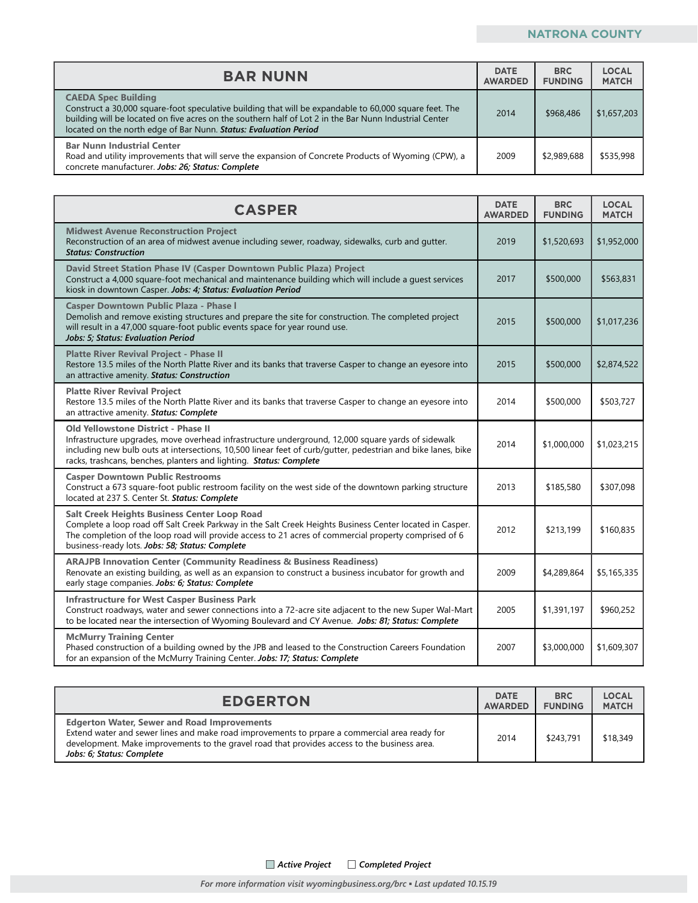## NATRONA COUNTY

| BAR NUNN | DATE AWARDED | BRC FUNDING | LOCAL MATCH |
|---|---|---|---|
| **CAEDA Spec Building**<br>Construct a 30,000 square-foot speculative building that will be expandable to 60,000 square feet. The building will be located on five acres on the southern half of Lot 2 in the Bar Nunn Industrial Center located on the north edge of Bar Nunn. ***Status: Evaluation Period*** | 2014 | $968,486 | $1,657,203 |
| **Bar Nunn Industrial Center**<br>Road and utility improvements that will serve the expansion of Concrete Products of Wyoming (CPW), a concrete manufacturer. ***Jobs: 26; Status: Complete*** | 2009 | $2,989,688 | $535,998 |

| CASPER | DATE AWARDED | BRC FUNDING | LOCAL MATCH |
|---|---|---|---|
| **Midwest Avenue Reconstruction Project**<br>Reconstruction of an area of midwest avenue including sewer, roadway, sidewalks, curb and gutter. ***Status: Construction*** | 2019 | $1,520,693 | $1,952,000 |
| **David Street Station Phase IV (Casper Downtown Public Plaza) Project**<br>Construct a 4,000 square-foot mechanical and maintenance building which will include a guest services kiosk in downtown Casper. ***Jobs: 4; Status: Evaluation Period*** | 2017 | $500,000 | $563,831 |
| **Casper Downtown Public Plaza - Phase I**<br>Demolish and remove existing structures and prepare the site for construction. The completed project will result in a 47,000 square-foot public events space for year round use. ***Jobs: 5; Status: Evaluation Period*** | 2015 | $500,000 | $1,017,236 |
| **Platte River Revival Project - Phase II**<br>Restore 13.5 miles of the North Platte River and its banks that traverse Casper to change an eyesore into an attractive amenity. ***Status: Construction*** | 2015 | $500,000 | $2,874,522 |
| **Platte River Revival Project**<br>Restore 13.5 miles of the North Platte River and its banks that traverse Casper to change an eyesore into an attractive amenity. ***Status: Complete*** | 2014 | $500,000 | $503,727 |
| **Old Yellowstone District - Phase II**<br>Infrastructure upgrades, move overhead infrastructure underground, 12,000 square yards of sidewalk including new bulb outs at intersections, 10,500 linear feet of curb/gutter, pedestrian and bike lanes, bike racks, trashcans, benches, planters and lighting. ***Status: Complete*** | 2014 | $1,000,000 | $1,023,215 |
| **Casper Downtown Public Restrooms**<br>Construct a 673 square-foot public restroom facility on the west side of the downtown parking structure located at 237 S. Center St. ***Status: Complete*** | 2013 | $185,580 | $307,098 |
| **Salt Creek Heights Business Center Loop Road**<br>Complete a loop road off Salt Creek Parkway in the Salt Creek Heights Business Center located in Casper. The completion of the loop road will provide access to 21 acres of commercial property comprised of 6 business-ready lots. ***Jobs: 58; Status: Complete*** | 2012 | $213,199 | $160,835 |
| **ARAJPB Innovation Center (Community Readiness & Business Readiness)**<br>Renovate an existing building, as well as an expansion to construct a business incubator for growth and early stage companies. ***Jobs: 6; Status: Complete*** | 2009 | $4,289,864 | $5,165,335 |
| **Infrastructure for West Casper Business Park**<br>Construct roadways, water and sewer connections into a 72-acre site adjacent to the new Super Wal-Mart to be located near the intersection of Wyoming Boulevard and CY Avenue. ***Jobs: 81; Status: Complete*** | 2005 | $1,391,197 | $960,252 |
| **McMurry Training Center**<br>Phased construction of a building owned by the JPB and leased to the Construction Careers Foundation for an expansion of the McMurry Training Center. ***Jobs: 17; Status: Complete*** | 2007 | $3,000,000 | $1,609,307 |

| EDGERTON | DATE AWARDED | BRC FUNDING | LOCAL MATCH |
|---|---|---|---|
| **Edgerton Water, Sewer and Road Improvements**<br>Extend water and sewer lines and make road improvements to prpare a commercial area ready for development. Make improvements to the gravel road that provides access to the business area. ***Jobs: 6; Status: Complete*** | 2014 | $243,791 | $18,349 |

*Active Project* *Completed Project*

*For more information visit wyomingbusiness.org/brc ▪ Last updated 10.15.19*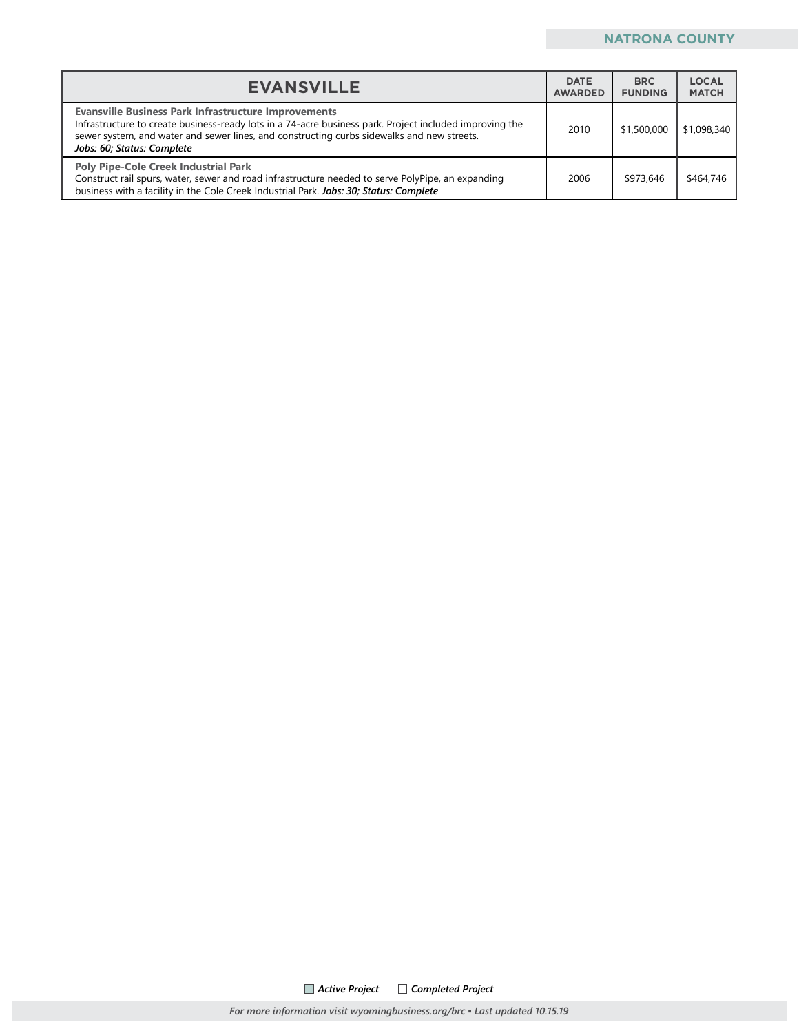| EVANSVILLE | DATE AWARDED | BRC FUNDING | LOCAL MATCH |
|---|---|---|---|
| **Evansville Business Park Infrastructure Improvements** Infrastructure to create business-ready lots in a 74-acre business park. Project included improving the sewer system, and water and sewer lines, and constructing curbs sidewalks and new streets. ***Jobs: 60; Status: Complete*** | 2010 | $1,500,000 | $1,098,340 |
| **Poly Pipe-Cole Creek Industrial Park** Construct rail spurs, water, sewer and road infrastructure needed to serve PolyPipe, an expanding business with a facility in the Cole Creek Industrial Park. ***Jobs: 30; Status: Complete*** | 2006 | $973,646 | $464,746 |

*Active Project* *Completed Project*

*For more information visit wyomingbusiness.org/brc ▪ Last updated 10.15.19*